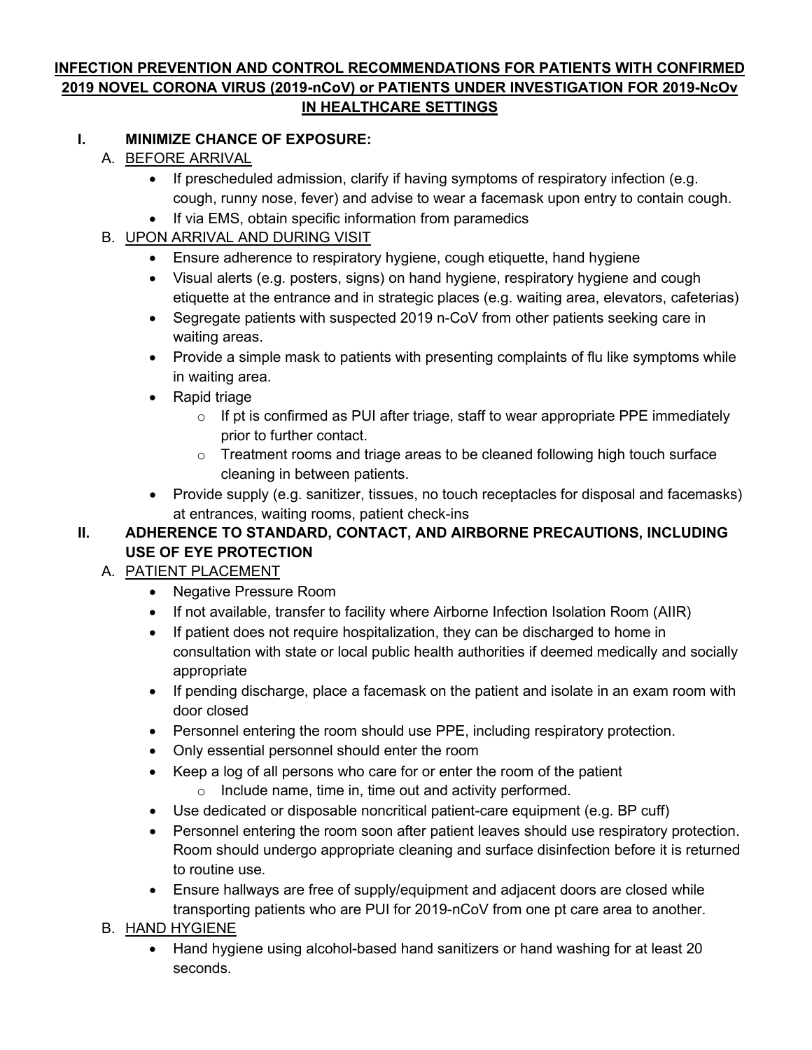# INFECTION PREVENTION AND CONTROL RECOMMENDATIONS FOR PATIENTS WITH CONFIRMED 2019 NOVEL CORONA VIRUS (2019-nCoV) or PATIENTS UNDER INVESTIGATION FOR 2019-NcOv IN HEALTHCARE SETTINGS

## I. MINIMIZE CHANCE OF EXPOSURE:

### A. BEFORE ARRIVAL

- If prescheduled admission, clarify if having symptoms of respiratory infection (e.g. cough, runny nose, fever) and advise to wear a facemask upon entry to contain cough.
- If via EMS, obtain specific information from paramedics

### B. UPON ARRIVAL AND DURING VISIT

- Ensure adherence to respiratory hygiene, cough etiquette, hand hygiene
- Visual alerts (e.g. posters, signs) on hand hygiene, respiratory hygiene and cough etiquette at the entrance and in strategic places (e.g. waiting area, elevators, cafeterias)
- Segregate patients with suspected 2019 n-CoV from other patients seeking care in waiting areas.
- Provide a simple mask to patients with presenting complaints of flu like symptoms while in waiting area.
- Rapid triage
  - If pt is confirmed as PUI after triage, staff to wear appropriate PPE immediately prior to further contact.
  - Treatment rooms and triage areas to be cleaned following high touch surface cleaning in between patients.
- Provide supply (e.g. sanitizer, tissues, no touch receptacles for disposal and facemasks) at entrances, waiting rooms, patient check-ins

## II. ADHERENCE TO STANDARD, CONTACT, AND AIRBORNE PRECAUTIONS, INCLUDING USE OF EYE PROTECTION

### A. PATIENT PLACEMENT

- Negative Pressure Room
- If not available, transfer to facility where Airborne Infection Isolation Room (AIIR)
- If patient does not require hospitalization, they can be discharged to home in consultation with state or local public health authorities if deemed medically and socially appropriate
- If pending discharge, place a facemask on the patient and isolate in an exam room with door closed
- Personnel entering the room should use PPE, including respiratory protection.
- Only essential personnel should enter the room
- Keep a log of all persons who care for or enter the room of the patient
  - Include name, time in, time out and activity performed.
- Use dedicated or disposable noncritical patient-care equipment (e.g. BP cuff)
- Personnel entering the room soon after patient leaves should use respiratory protection. Room should undergo appropriate cleaning and surface disinfection before it is returned to routine use.
- Ensure hallways are free of supply/equipment and adjacent doors are closed while transporting patients who are PUI for 2019-nCoV from one pt care area to another.

### B. HAND HYGIENE

- Hand hygiene using alcohol-based hand sanitizers or hand washing for at least 20 seconds.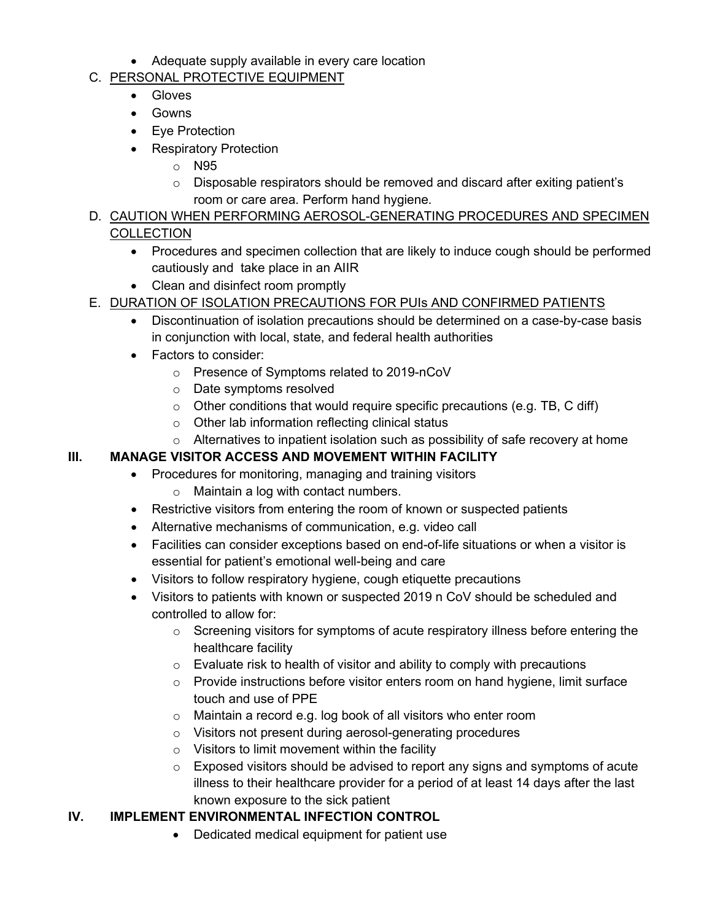- Adequate supply available in every care location

C. <u>PERSONAL PROTECTIVE EQUIPMENT</u>
   - Gloves
   - Gowns
   - Eye Protection
   - Respiratory Protection
     - N95
     - Disposable respirators should be removed and discard after exiting patient's room or care area. Perform hand hygiene.

D. <u>CAUTION WHEN PERFORMING AEROSOL-GENERATING PROCEDURES AND SPECIMEN COLLECTION</u>
   - Procedures and specimen collection that are likely to induce cough should be performed cautiously and take place in an AIIR
   - Clean and disinfect room promptly

E. <u>DURATION OF ISOLATION PRECAUTIONS FOR PUIs AND CONFIRMED PATIENTS</u>
   - Discontinuation of isolation precautions should be determined on a case-by-case basis in conjunction with local, state, and federal health authorities
   - Factors to consider:
     - Presence of Symptoms related to 2019-nCoV
     - Date symptoms resolved
     - Other conditions that would require specific precautions (e.g. TB, C diff)
     - Other lab information reflecting clinical status
     - Alternatives to inpatient isolation such as possibility of safe recovery at home

## III. MANAGE VISITOR ACCESS AND MOVEMENT WITHIN FACILITY

- Procedures for monitoring, managing and training visitors
  - Maintain a log with contact numbers.
- Restrictive visitors from entering the room of known or suspected patients
- Alternative mechanisms of communication, e.g. video call
- Facilities can consider exceptions based on end-of-life situations or when a visitor is essential for patient's emotional well-being and care
- Visitors to follow respiratory hygiene, cough etiquette precautions
- Visitors to patients with known or suspected 2019 n CoV should be scheduled and controlled to allow for:
  - Screening visitors for symptoms of acute respiratory illness before entering the healthcare facility
  - Evaluate risk to health of visitor and ability to comply with precautions
  - Provide instructions before visitor enters room on hand hygiene, limit surface touch and use of PPE
  - Maintain a record e.g. log book of all visitors who enter room
  - Visitors not present during aerosol-generating procedures
  - Visitors to limit movement within the facility
  - Exposed visitors should be advised to report any signs and symptoms of acute illness to their healthcare provider for a period of at least 14 days after the last known exposure to the sick patient

## IV. IMPLEMENT ENVIRONMENTAL INFECTION CONTROL

- Dedicated medical equipment for patient use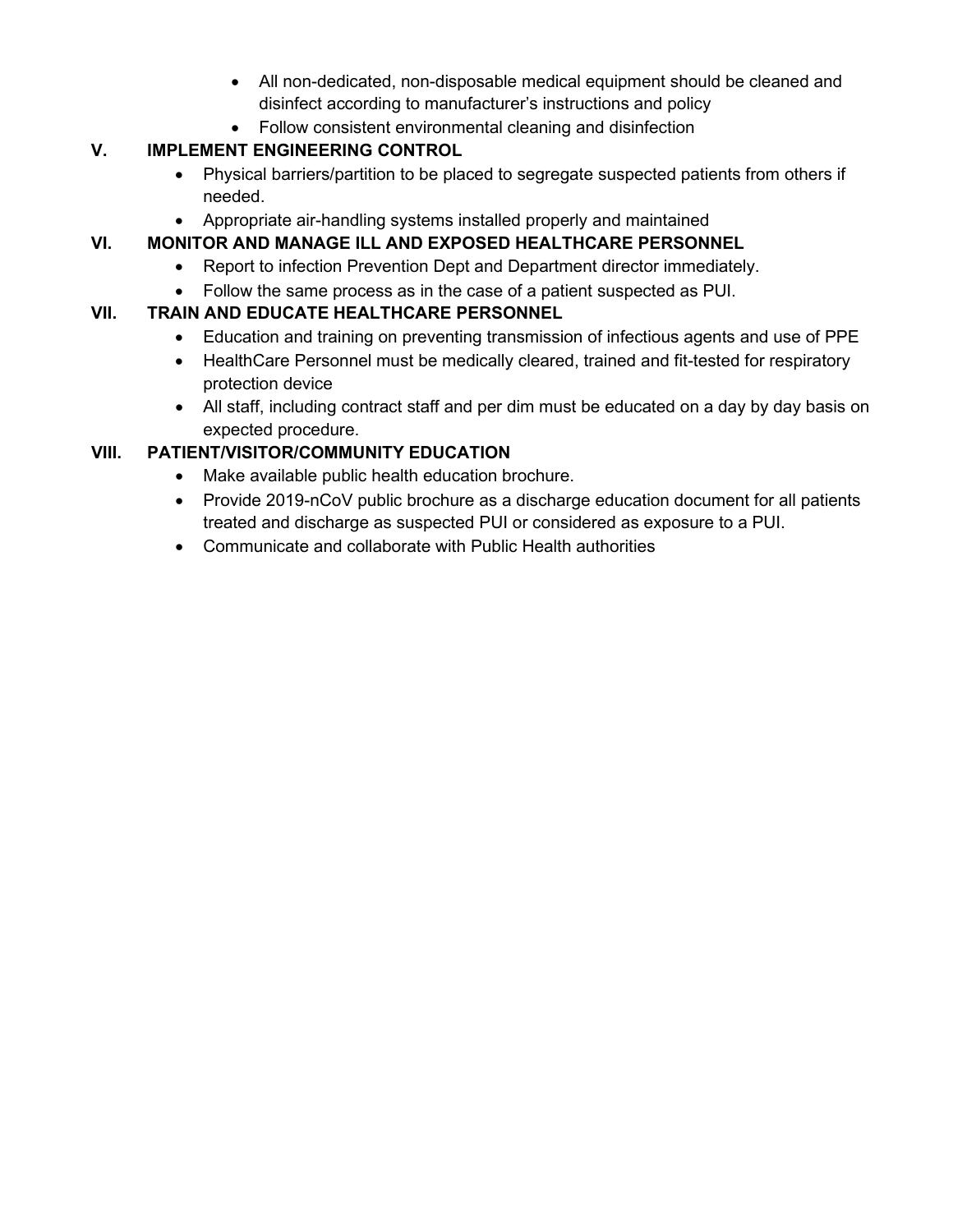- All non-dedicated, non-disposable medical equipment should be cleaned and disinfect according to manufacturer's instructions and policy
- Follow consistent environmental cleaning and disinfection

## V. IMPLEMENT ENGINEERING CONTROL

- Physical barriers/partition to be placed to segregate suspected patients from others if needed.
- Appropriate air-handling systems installed properly and maintained

## VI. MONITOR AND MANAGE ILL AND EXPOSED HEALTHCARE PERSONNEL

- Report to infection Prevention Dept and Department director immediately.
- Follow the same process as in the case of a patient suspected as PUI.

## VII. TRAIN AND EDUCATE HEALTHCARE PERSONNEL

- Education and training on preventing transmission of infectious agents and use of PPE
- HealthCare Personnel must be medically cleared, trained and fit-tested for respiratory protection device
- All staff, including contract staff and per dim must be educated on a day by day basis on expected procedure.

## VIII. PATIENT/VISITOR/COMMUNITY EDUCATION

- Make available public health education brochure.
- Provide 2019-nCoV public brochure as a discharge education document for all patients treated and discharge as suspected PUI or considered as exposure to a PUI.
- Communicate and collaborate with Public Health authorities